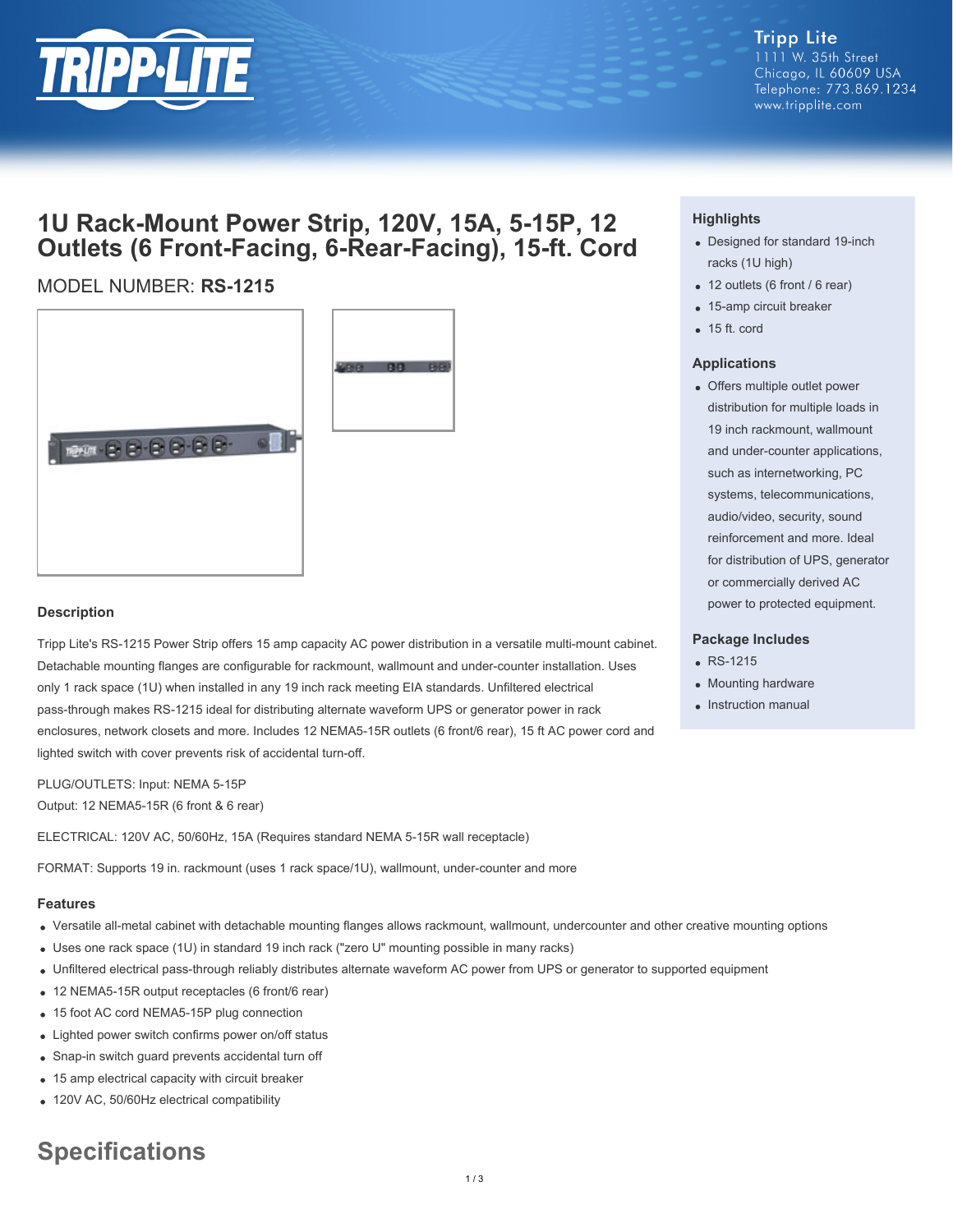Tripp Lite
1111 W. 35th Street
Chicago, IL 60609 USA
Telephone: 773.869.1234
www.tripplite.com

# 1U Rack-Mount Power Strip, 120V, 15A, 5-15P, 12 Outlets (6 Front-Facing, 6-Rear-Facing), 15-ft. Cord

MODEL NUMBER: **RS-1215**

### Highlights

- Designed for standard 19-inch racks (1U high)
- 12 outlets (6 front / 6 rear)
- 15-amp circuit breaker
- 15 ft. cord

### Applications

- Offers multiple outlet power distribution for multiple loads in 19 inch rackmount, wallmount and under-counter applications, such as internetworking, PC systems, telecommunications, audio/video, security, sound reinforcement and more. Ideal for distribution of UPS, generator or commercially derived AC power to protected equipment.

### Package Includes

- RS-1215
- Mounting hardware
- Instruction manual

### Description

Tripp Lite's RS-1215 Power Strip offers 15 amp capacity AC power distribution in a versatile multi-mount cabinet. Detachable mounting flanges are configurable for rackmount, wallmount and under-counter installation. Uses only 1 rack space (1U) when installed in any 19 inch rack meeting EIA standards. Unfiltered electrical pass-through makes RS-1215 ideal for distributing alternate waveform UPS or generator power in rack enclosures, network closets and more. Includes 12 NEMA5-15R outlets (6 front/6 rear), 15 ft AC power cord and lighted switch with cover prevents risk of accidental turn-off.

PLUG/OUTLETS: Input: NEMA 5-15P
Output: 12 NEMA5-15R (6 front & 6 rear)

ELECTRICAL: 120V AC, 50/60Hz, 15A (Requires standard NEMA 5-15R wall receptacle)

FORMAT: Supports 19 in. rackmount (uses 1 rack space/1U), wallmount, under-counter and more

### Features

- Versatile all-metal cabinet with detachable mounting flanges allows rackmount, wallmount, undercounter and other creative mounting options
- Uses one rack space (1U) in standard 19 inch rack ("zero U" mounting possible in many racks)
- Unfiltered electrical pass-through reliably distributes alternate waveform AC power from UPS or generator to supported equipment
- 12 NEMA5-15R output receptacles (6 front/6 rear)
- 15 foot AC cord NEMA5-15P plug connection
- Lighted power switch confirms power on/off status
- Snap-in switch guard prevents accidental turn off
- 15 amp electrical capacity with circuit breaker
- 120V AC, 50/60Hz electrical compatibility

## Specifications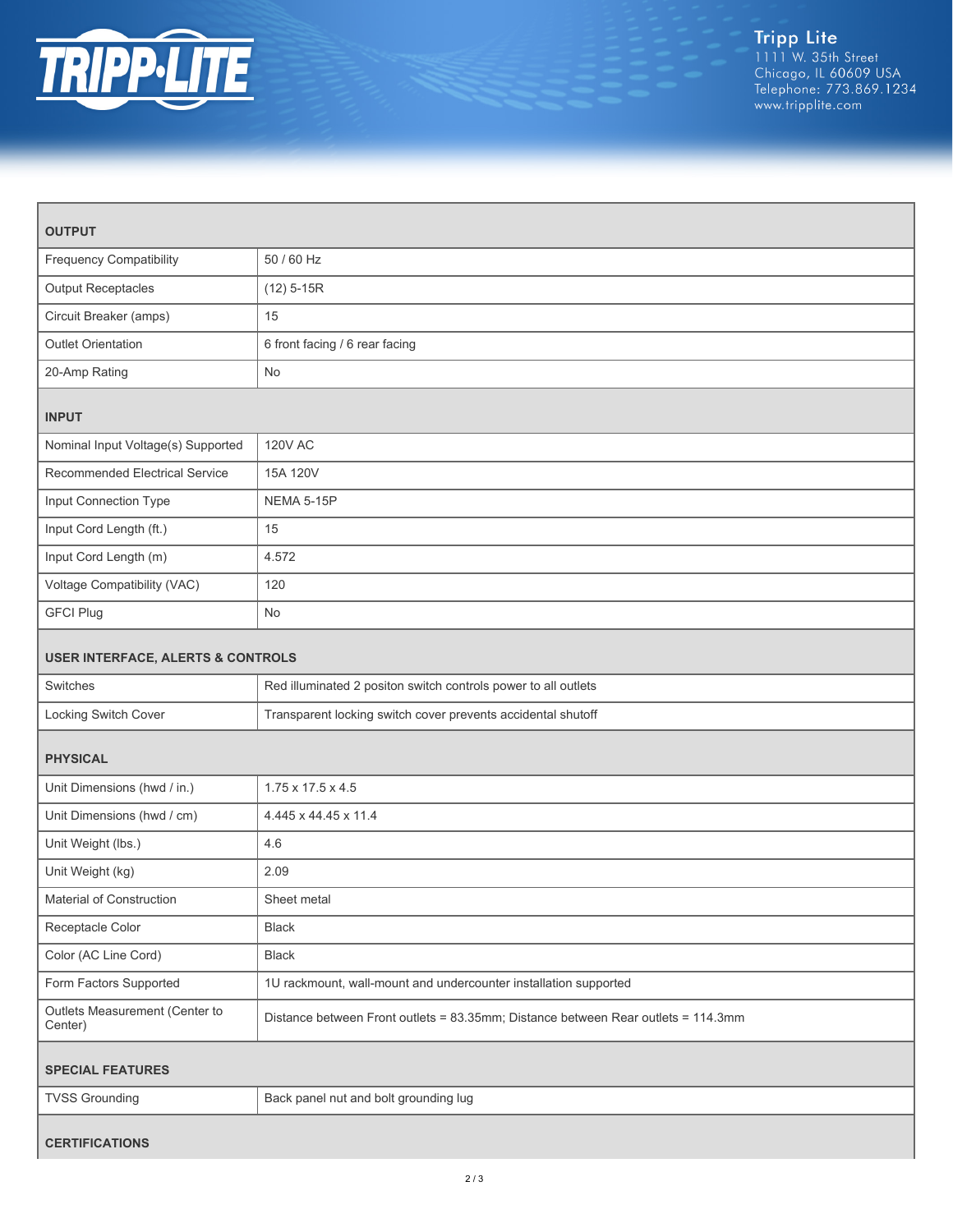| OUTPUT | |
|---|---|
| Frequency Compatibility | 50 / 60 Hz |
| Output Receptacles | (12) 5-15R |
| Circuit Breaker (amps) | 15 |
| Outlet Orientation | 6 front facing / 6 rear facing |
| 20-Amp Rating | No |
| **INPUT** | |
| Nominal Input Voltage(s) Supported | 120V AC |
| Recommended Electrical Service | 15A 120V |
| Input Connection Type | NEMA 5-15P |
| Input Cord Length (ft.) | 15 |
| Input Cord Length (m) | 4.572 |
| Voltage Compatibility (VAC) | 120 |
| GFCI Plug | No |
| **USER INTERFACE, ALERTS & CONTROLS** | |
| Switches | Red illuminated 2 positon switch controls power to all outlets |
| Locking Switch Cover | Transparent locking switch cover prevents accidental shutoff |
| **PHYSICAL** | |
| Unit Dimensions (hwd / in.) | 1.75 x 17.5 x 4.5 |
| Unit Dimensions (hwd / cm) | 4.445 x 44.45 x 11.4 |
| Unit Weight (lbs.) | 4.6 |
| Unit Weight (kg) | 2.09 |
| Material of Construction | Sheet metal |
| Receptacle Color | Black |
| Color (AC Line Cord) | Black |
| Form Factors Supported | 1U rackmount, wall-mount and undercounter installation supported |
| Outlets Measurement (Center to Center) | Distance between Front outlets = 83.35mm; Distance between Rear outlets = 114.3mm |
| **SPECIAL FEATURES** | |
| TVSS Grounding | Back panel nut and bolt grounding lug |
| **CERTIFICATIONS** | |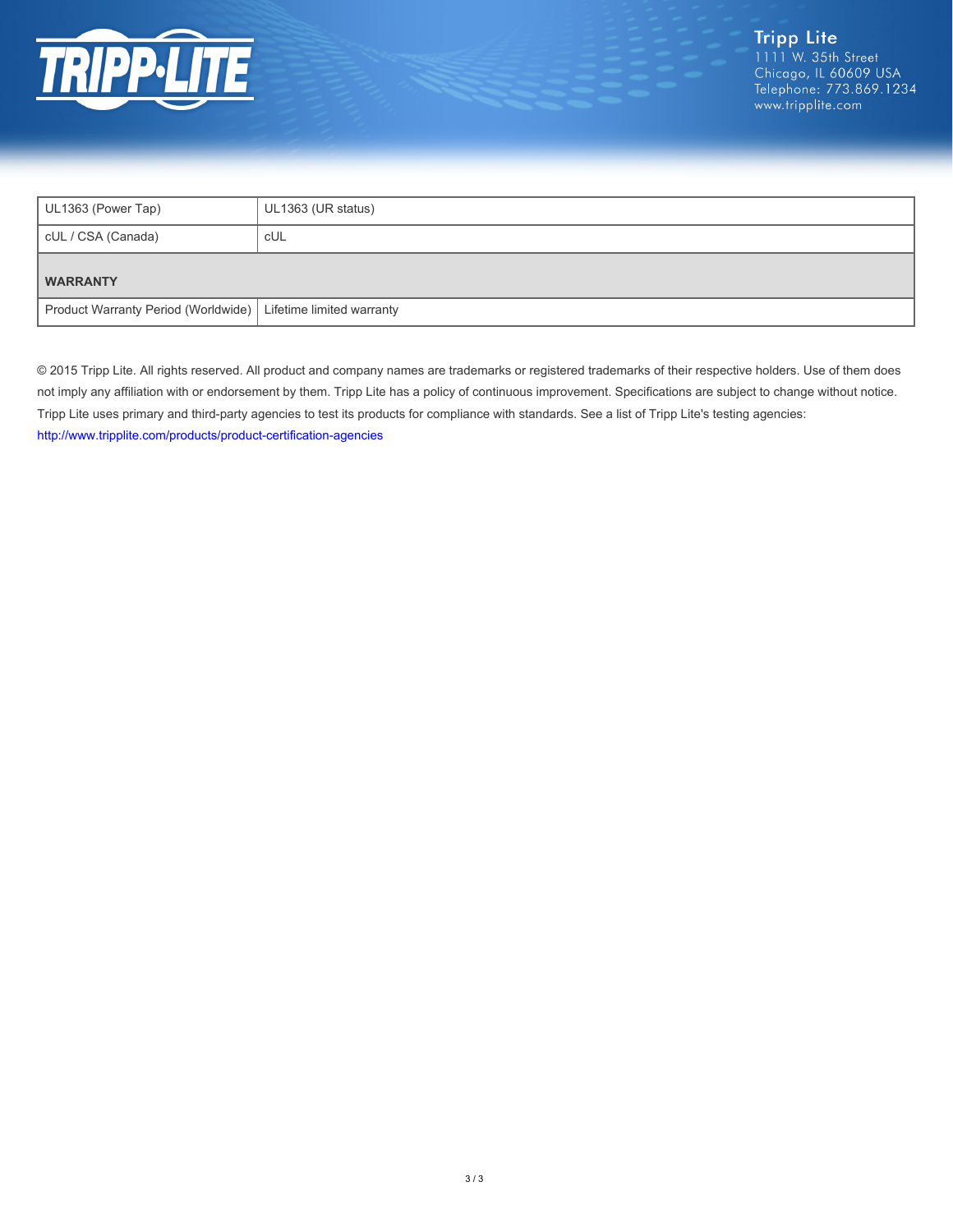| | |
|---|---|
| UL1363 (Power Tap) | UL1363 (UR status) |
| cUL / CSA (Canada) | cUL |
| **WARRANTY** | |
| Product Warranty Period (Worldwide) | Lifetime limited warranty |

© 2015 Tripp Lite. All rights reserved. All product and company names are trademarks or registered trademarks of their respective holders. Use of them does not imply any affiliation with or endorsement by them. Tripp Lite has a policy of continuous improvement. Specifications are subject to change without notice. Tripp Lite uses primary and third-party agencies to test its products for compliance with standards. See a list of Tripp Lite's testing agencies: http://www.tripplite.com/products/product-certification-agencies